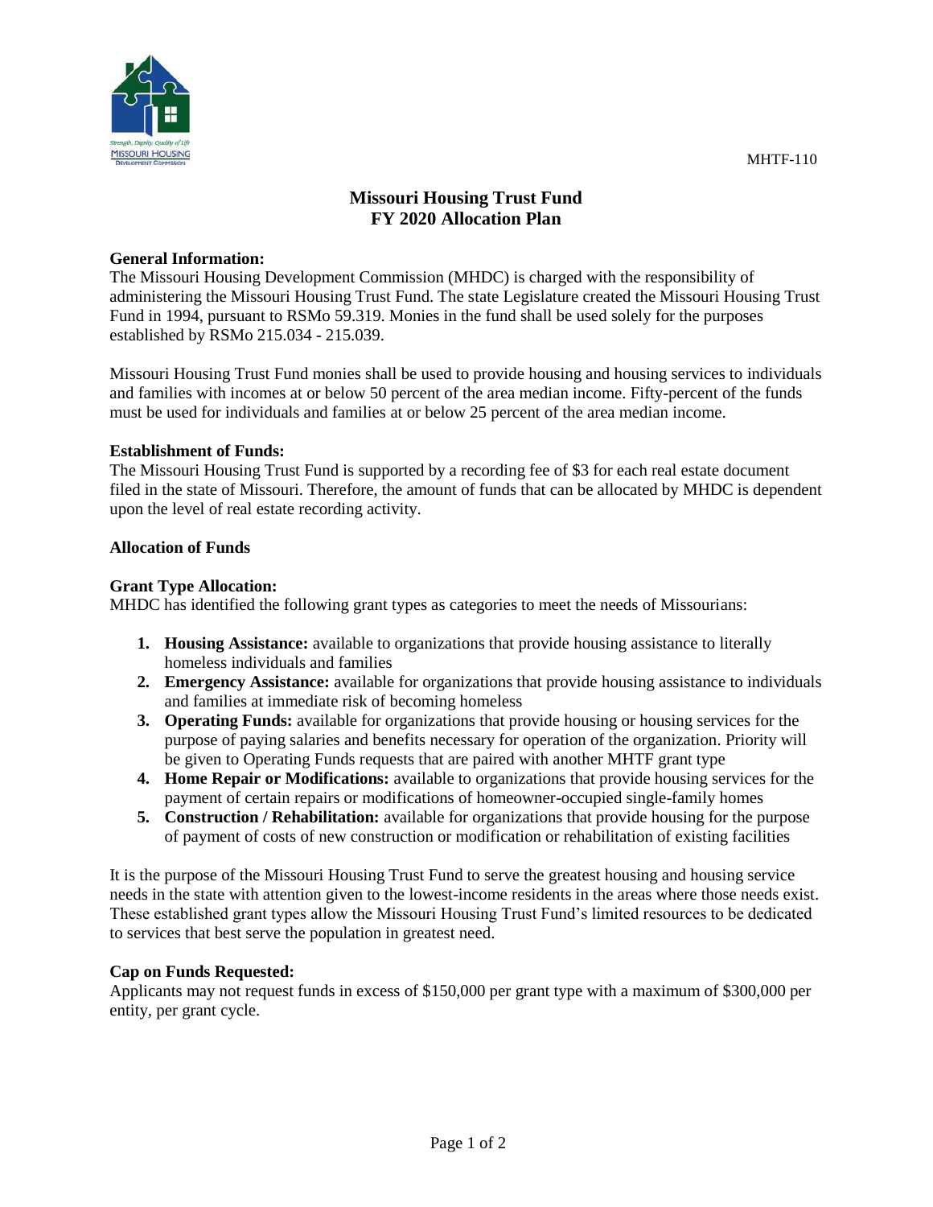MHTF-110

# Missouri Housing Trust Fund
# FY 2020 Allocation Plan

**General Information:**
The Missouri Housing Development Commission (MHDC) is charged with the responsibility of administering the Missouri Housing Trust Fund. The state Legislature created the Missouri Housing Trust Fund in 1994, pursuant to RSMo 59.319. Monies in the fund shall be used solely for the purposes established by RSMo 215.034 - 215.039.

Missouri Housing Trust Fund monies shall be used to provide housing and housing services to individuals and families with incomes at or below 50 percent of the area median income. Fifty-percent of the funds must be used for individuals and families at or below 25 percent of the area median income.

**Establishment of Funds:**
The Missouri Housing Trust Fund is supported by a recording fee of $3 for each real estate document filed in the state of Missouri. Therefore, the amount of funds that can be allocated by MHDC is dependent upon the level of real estate recording activity.

**Allocation of Funds**

**Grant Type Allocation:**
MHDC has identified the following grant types as categories to meet the needs of Missourians:

1. **Housing Assistance:** available to organizations that provide housing assistance to literally homeless individuals and families
2. **Emergency Assistance:** available for organizations that provide housing assistance to individuals and families at immediate risk of becoming homeless
3. **Operating Funds:** available for organizations that provide housing or housing services for the purpose of paying salaries and benefits necessary for operation of the organization. Priority will be given to Operating Funds requests that are paired with another MHTF grant type
4. **Home Repair or Modifications:** available to organizations that provide housing services for the payment of certain repairs or modifications of homeowner-occupied single-family homes
5. **Construction / Rehabilitation:** available for organizations that provide housing for the purpose of payment of costs of new construction or modification or rehabilitation of existing facilities

It is the purpose of the Missouri Housing Trust Fund to serve the greatest housing and housing service needs in the state with attention given to the lowest-income residents in the areas where those needs exist. These established grant types allow the Missouri Housing Trust Fund's limited resources to be dedicated to services that best serve the population in greatest need.

**Cap on Funds Requested:**
Applicants may not request funds in excess of $150,000 per grant type with a maximum of $300,000 per entity, per grant cycle.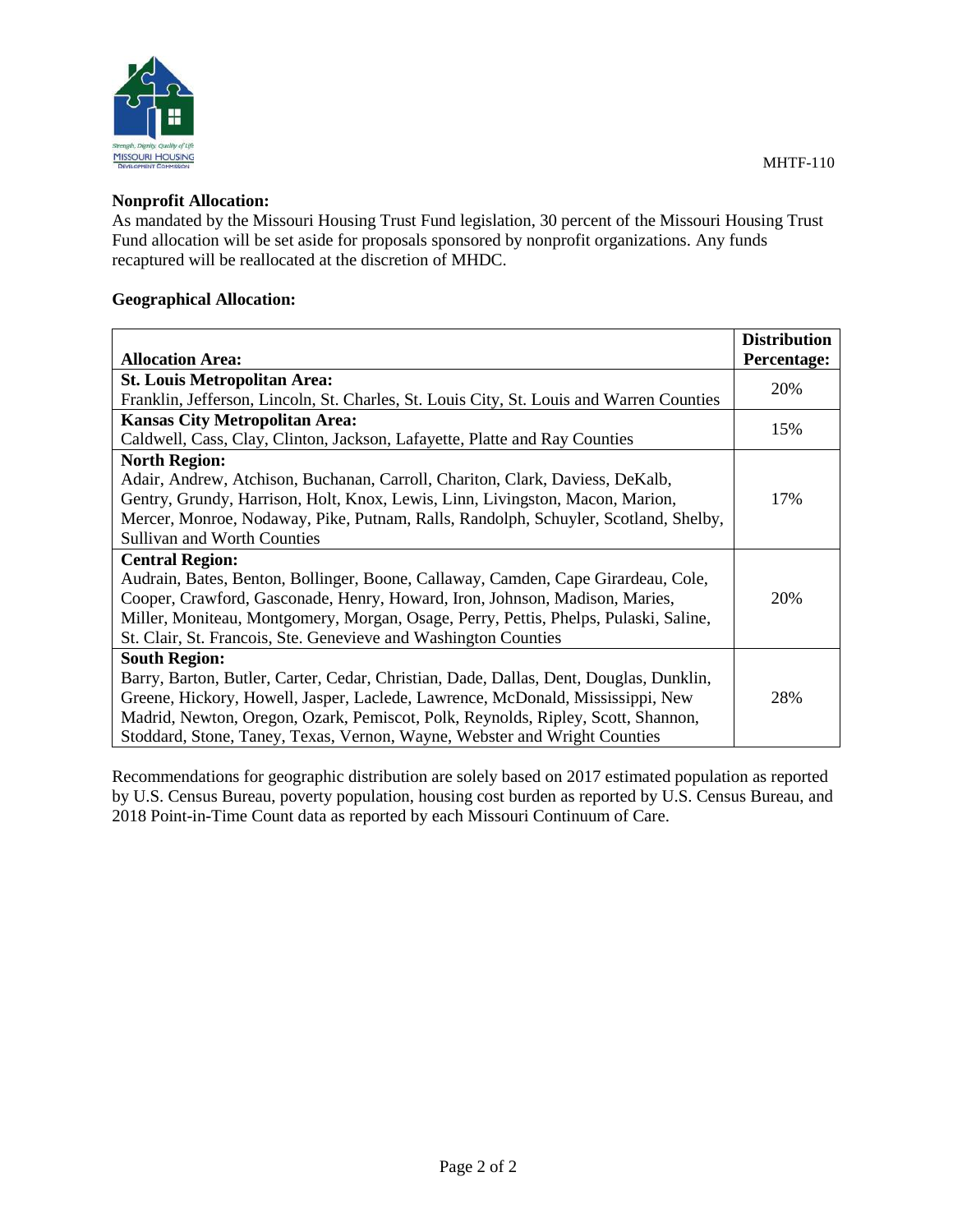**Nonprofit Allocation:**
As mandated by the Missouri Housing Trust Fund legislation, 30 percent of the Missouri Housing Trust Fund allocation will be set aside for proposals sponsored by nonprofit organizations. Any funds recaptured will be reallocated at the discretion of MHDC.

**Geographical Allocation:**

| Allocation Area: | Distribution Percentage: |
|---|---|
| **St. Louis Metropolitan Area:** Franklin, Jefferson, Lincoln, St. Charles, St. Louis City, St. Louis and Warren Counties | 20% |
| **Kansas City Metropolitan Area:** Caldwell, Cass, Clay, Clinton, Jackson, Lafayette, Platte and Ray Counties | 15% |
| **North Region:** Adair, Andrew, Atchison, Buchanan, Carroll, Chariton, Clark, Daviess, DeKalb, Gentry, Grundy, Harrison, Holt, Knox, Lewis, Linn, Livingston, Macon, Marion, Mercer, Monroe, Nodaway, Pike, Putnam, Ralls, Randolph, Schuyler, Scotland, Shelby, Sullivan and Worth Counties | 17% |
| **Central Region:** Audrain, Bates, Benton, Bollinger, Boone, Callaway, Camden, Cape Girardeau, Cole, Cooper, Crawford, Gasconade, Henry, Howard, Iron, Johnson, Madison, Maries, Miller, Moniteau, Montgomery, Morgan, Osage, Perry, Pettis, Phelps, Pulaski, Saline, St. Clair, St. Francois, Ste. Genevieve and Washington Counties | 20% |
| **South Region:** Barry, Barton, Butler, Carter, Cedar, Christian, Dade, Dallas, Dent, Douglas, Dunklin, Greene, Hickory, Howell, Jasper, Laclede, Lawrence, McDonald, Mississippi, New Madrid, Newton, Oregon, Ozark, Pemiscot, Polk, Reynolds, Ripley, Scott, Shannon, Stoddard, Stone, Taney, Texas, Vernon, Wayne, Webster and Wright Counties | 28% |

Recommendations for geographic distribution are solely based on 2017 estimated population as reported by U.S. Census Bureau, poverty population, housing cost burden as reported by U.S. Census Bureau, and 2018 Point-in-Time Count data as reported by each Missouri Continuum of Care.